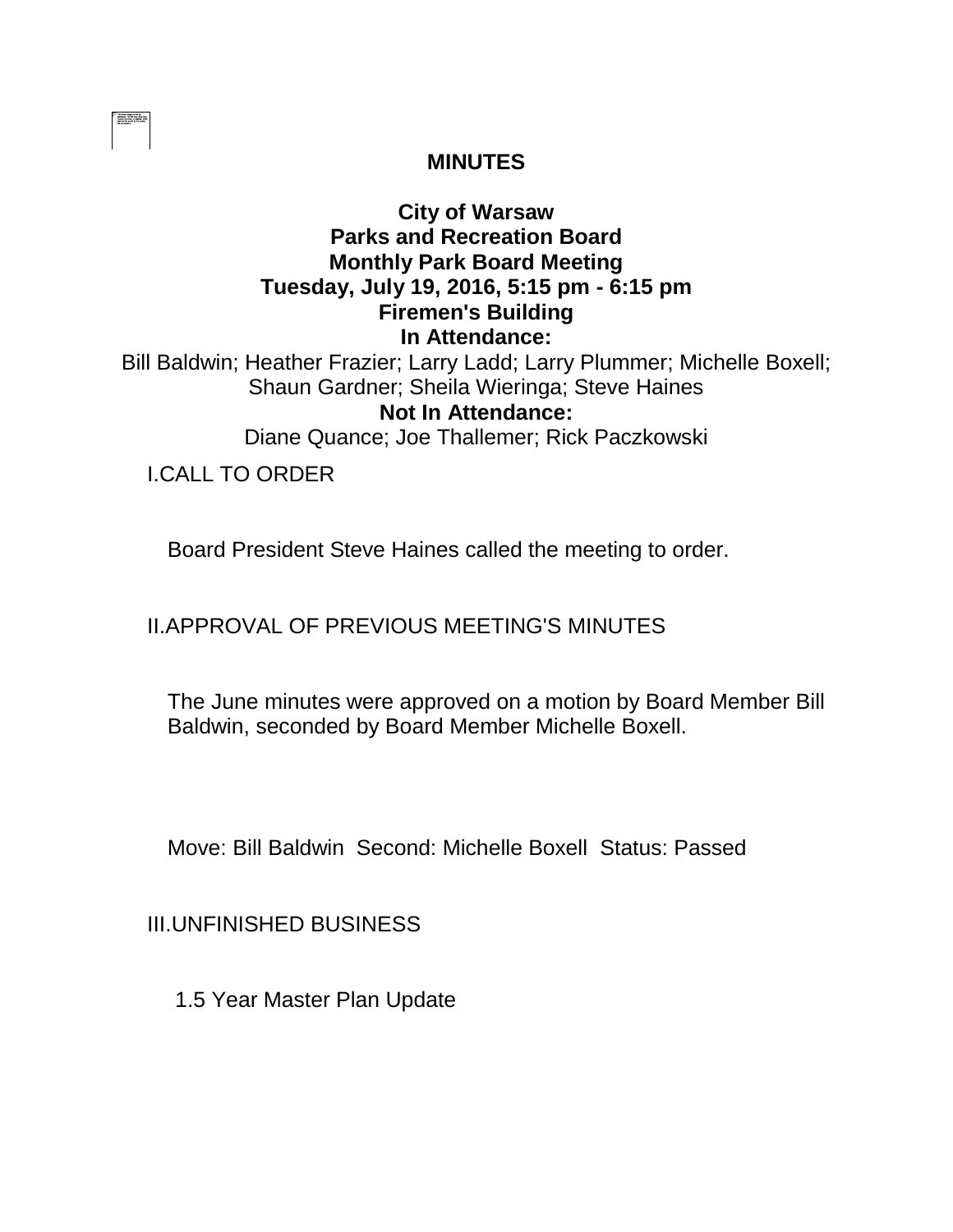# MINUTES

## City of Warsaw
## Parks and Recreation Board
## Monthly Park Board Meeting
## Tuesday, July 19, 2016, 5:15 pm - 6:15 pm
## Firemen's Building

**In Attendance:**

Bill Baldwin; Heather Frazier; Larry Ladd; Larry Plummer; Michelle Boxell; Shaun Gardner; Sheila Wieringa; Steve Haines

**Not In Attendance:**

Diane Quance; Joe Thallemer; Rick Paczkowski

I. CALL TO ORDER

Board President Steve Haines called the meeting to order.

II. APPROVAL OF PREVIOUS MEETING'S MINUTES

The June minutes were approved on a motion by Board Member Bill Baldwin, seconded by Board Member Michelle Boxell.

Move: Bill Baldwin Second: Michelle Boxell Status: Passed

III. UNFINISHED BUSINESS

1. 5 Year Master Plan Update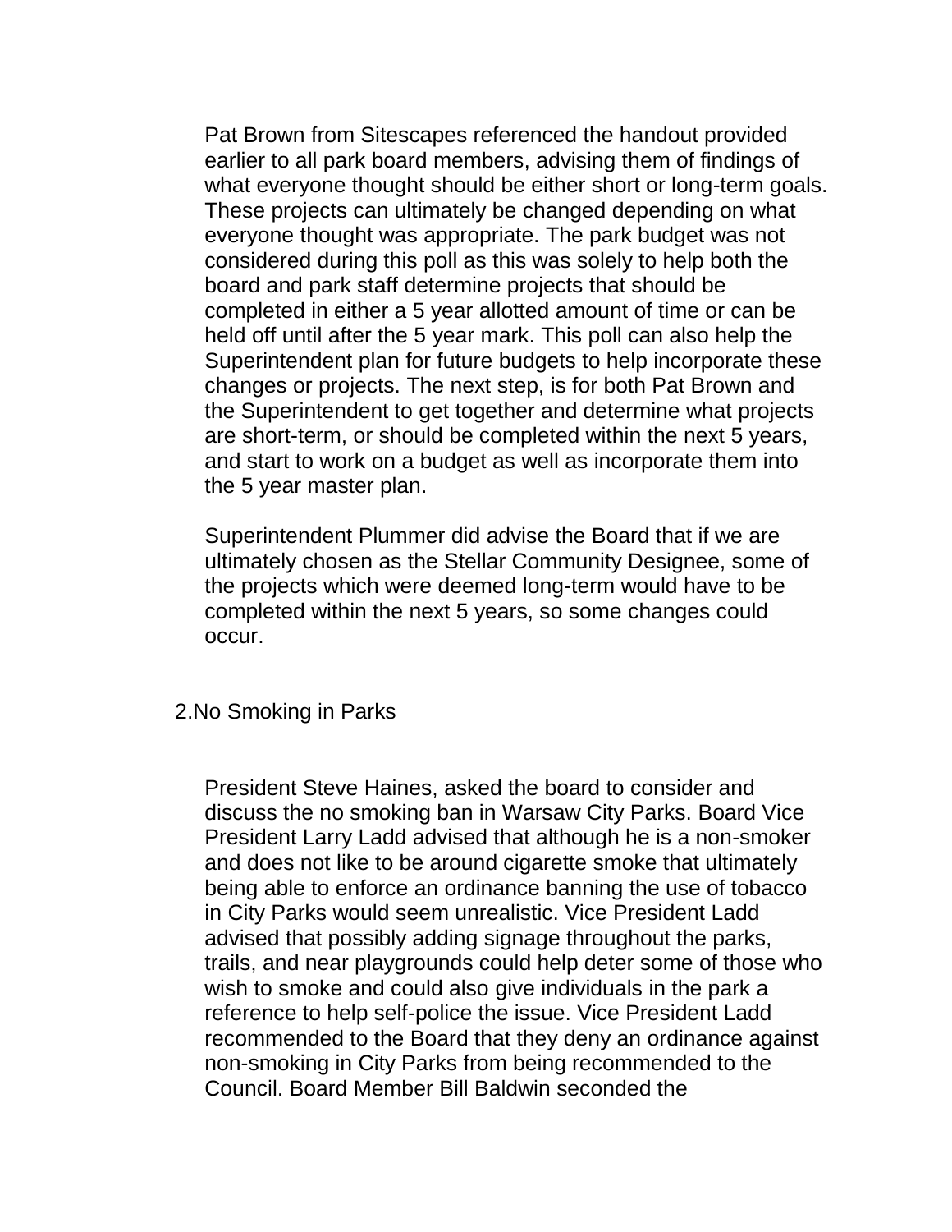Pat Brown from Sitescapes referenced the handout provided earlier to all park board members, advising them of findings of what everyone thought should be either short or long-term goals. These projects can ultimately be changed depending on what everyone thought was appropriate. The park budget was not considered during this poll as this was solely to help both the board and park staff determine projects that should be completed in either a 5 year allotted amount of time or can be held off until after the 5 year mark. This poll can also help the Superintendent plan for future budgets to help incorporate these changes or projects. The next step, is for both Pat Brown and the Superintendent to get together and determine what projects are short-term, or should be completed within the next 5 years, and start to work on a budget as well as incorporate them into the 5 year master plan.

Superintendent Plummer did advise the Board that if we are ultimately chosen as the Stellar Community Designee, some of the projects which were deemed long-term would have to be completed within the next 5 years, so some changes could occur.

2.No Smoking in Parks

President Steve Haines, asked the board to consider and discuss the no smoking ban in Warsaw City Parks. Board Vice President Larry Ladd advised that although he is a non-smoker and does not like to be around cigarette smoke that ultimately being able to enforce an ordinance banning the use of tobacco in City Parks would seem unrealistic. Vice President Ladd advised that possibly adding signage throughout the parks, trails, and near playgrounds could help deter some of those who wish to smoke and could also give individuals in the park a reference to help self-police the issue. Vice President Ladd recommended to the Board that they deny an ordinance against non-smoking in City Parks from being recommended to the Council. Board Member Bill Baldwin seconded the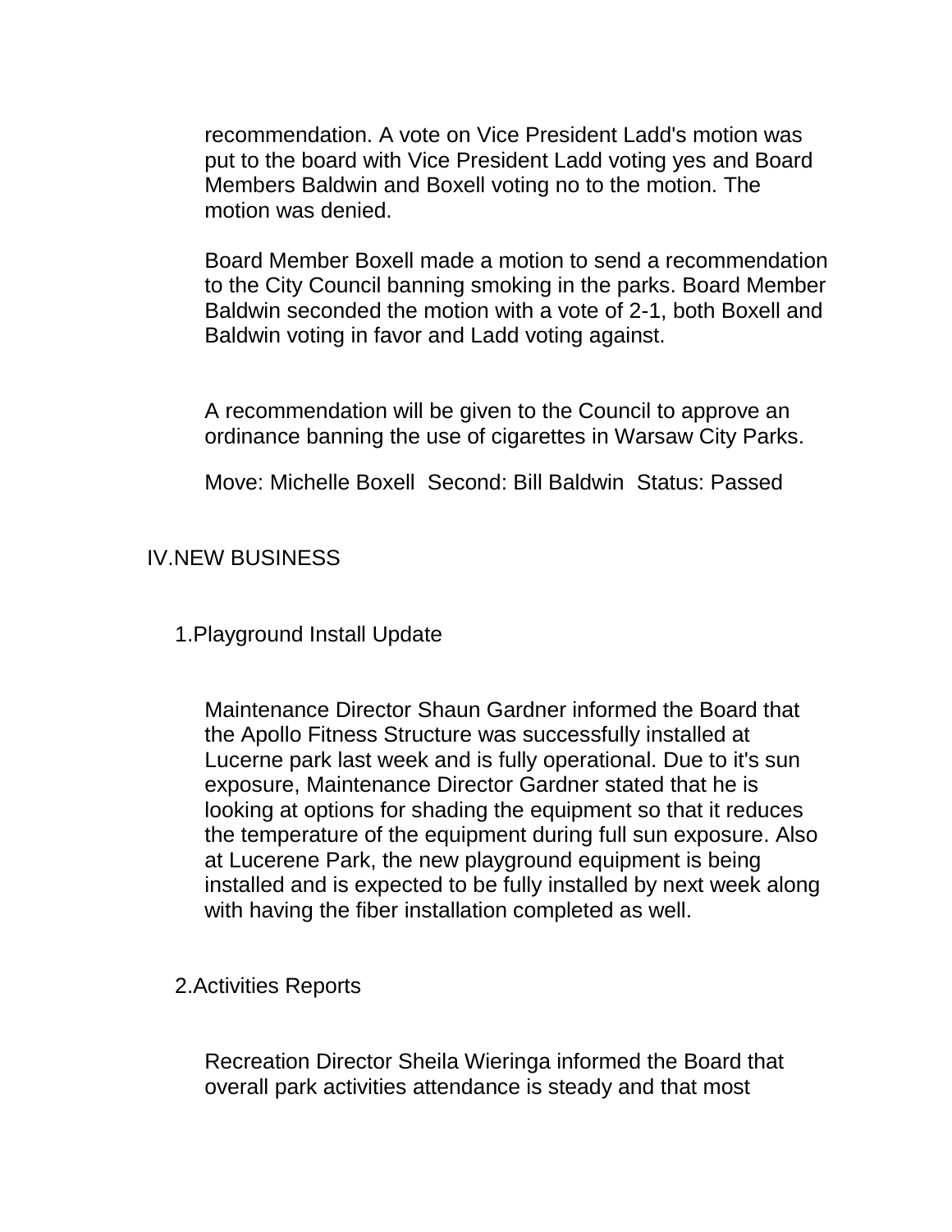recommendation. A vote on Vice President Ladd's motion was put to the board with Vice President Ladd voting yes and Board Members Baldwin and Boxell voting no to the motion. The motion was denied.

Board Member Boxell made a motion to send a recommendation to the City Council banning smoking in the parks. Board Member Baldwin seconded the motion with a vote of 2-1, both Boxell and Baldwin voting in favor and Ladd voting against.

A recommendation will be given to the Council to approve an ordinance banning the use of cigarettes in Warsaw City Parks.

Move: Michelle Boxell  Second: Bill Baldwin  Status: Passed

## IV.NEW BUSINESS

### 1.Playground Install Update

Maintenance Director Shaun Gardner informed the Board that the Apollo Fitness Structure was successfully installed at Lucerne park last week and is fully operational. Due to it's sun exposure, Maintenance Director Gardner stated that he is looking at options for shading the equipment so that it reduces the temperature of the equipment during full sun exposure. Also at Lucerene Park, the new playground equipment is being installed and is expected to be fully installed by next week along with having the fiber installation completed as well.

### 2.Activities Reports

Recreation Director Sheila Wieringa informed the Board that overall park activities attendance is steady and that most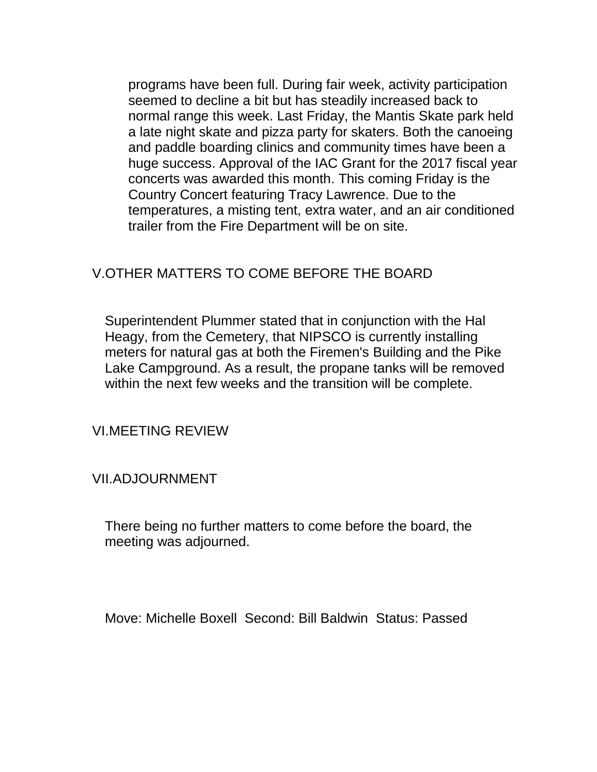programs have been full. During fair week, activity participation seemed to decline a bit but has steadily increased back to normal range this week. Last Friday, the Mantis Skate park held a late night skate and pizza party for skaters. Both the canoeing and paddle boarding clinics and community times have been a huge success. Approval of the IAC Grant for the 2017 fiscal year concerts was awarded this month. This coming Friday is the Country Concert featuring Tracy Lawrence. Due to the temperatures, a misting tent, extra water, and an air conditioned trailer from the Fire Department will be on site.

## V.OTHER MATTERS TO COME BEFORE THE BOARD

Superintendent Plummer stated that in conjunction with the Hal Heagy, from the Cemetery, that NIPSCO is currently installing meters for natural gas at both the Firemen's Building and the Pike Lake Campground. As a result, the propane tanks will be removed within the next few weeks and the transition will be complete.

## VI.MEETING REVIEW

## VII.ADJOURNMENT

There being no further matters to come before the board, the meeting was adjourned.

Move: Michelle Boxell  Second: Bill Baldwin  Status: Passed